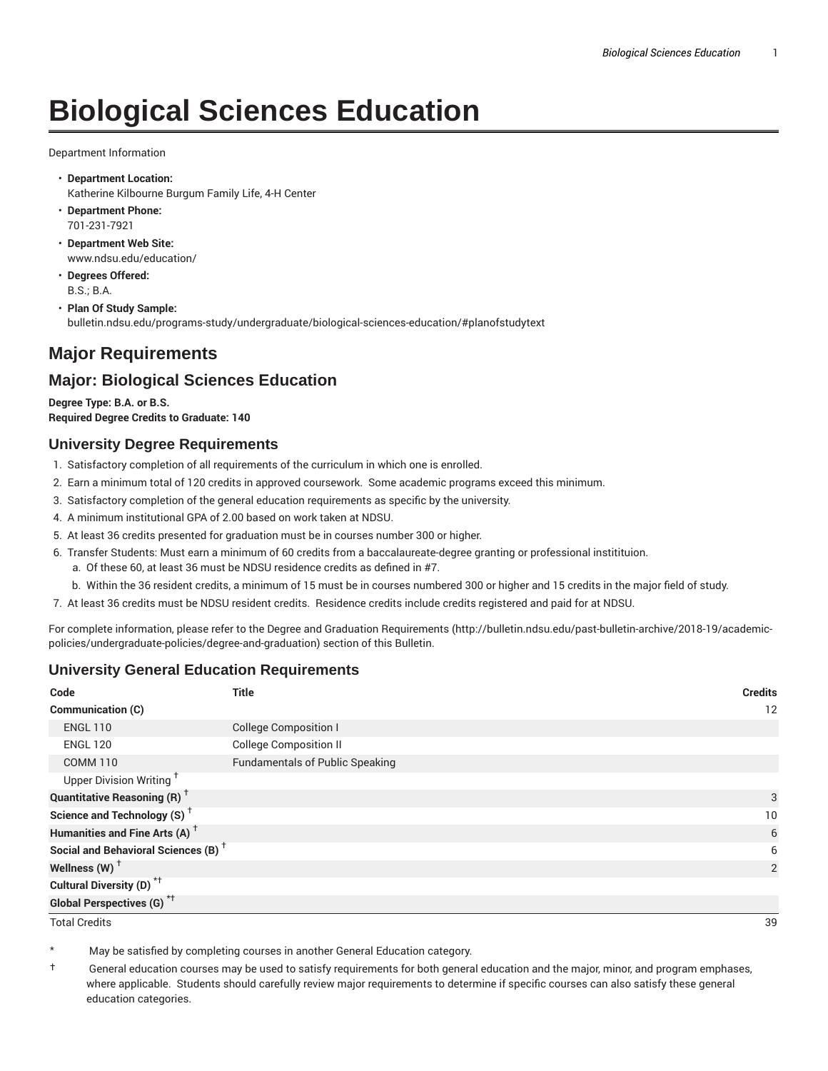# Biological Sciences Education

Department Information

- **Department Location:**
  Katherine Kilbourne Burgum Family Life, 4-H Center
- **Department Phone:**
  701-231-7921
- **Department Web Site:**
  www.ndsu.edu/education/
- **Degrees Offered:**
  B.S.; B.A.
- **Plan Of Study Sample:**
  bulletin.ndsu.edu/programs-study/undergraduate/biological-sciences-education/#planofstudytext

## Major Requirements

## Major: Biological Sciences Education

**Degree Type: B.A. or B.S.**
**Required Degree Credits to Graduate: 140**

### University Degree Requirements

1. Satisfactory completion of all requirements of the curriculum in which one is enrolled.
2. Earn a minimum total of 120 credits in approved coursework. Some academic programs exceed this minimum.
3. Satisfactory completion of the general education requirements as specific by the university.
4. A minimum institutional GPA of 2.00 based on work taken at NDSU.
5. At least 36 credits presented for graduation must be in courses number 300 or higher.
6. Transfer Students: Must earn a minimum of 60 credits from a baccalaureate-degree granting or professional instititution.
   a. Of these 60, at least 36 must be NDSU residence credits as defined in #7.
   b. Within the 36 resident credits, a minimum of 15 must be in courses numbered 300 or higher and 15 credits in the major field of study.
7. At least 36 credits must be NDSU resident credits. Residence credits include credits registered and paid for at NDSU.

For complete information, please refer to the Degree and Graduation Requirements (http://bulletin.ndsu.edu/past-bulletin-archive/2018-19/academic-policies/undergraduate-policies/degree-and-graduation) section of this Bulletin.

### University General Education Requirements

| Code | Title | Credits |
|---|---|---|
| **Communication (C)** | | 12 |
| ENGL 110 | College Composition I | |
| ENGL 120 | College Composition II | |
| COMM 110 | Fundamentals of Public Speaking | |
| Upper Division Writing † | | |
| **Quantitative Reasoning (R) †** | | 3 |
| **Science and Technology (S) †** | | 10 |
| **Humanities and Fine Arts (A) †** | | 6 |
| **Social and Behavioral Sciences (B) †** | | 6 |
| **Wellness (W) †** | | 2 |
| **Cultural Diversity (D) *†** | | |
| **Global Perspectives (G) *†** | | |
| Total Credits | | 39 |

\* May be satisfied by completing courses in another General Education category.

† General education courses may be used to satisfy requirements for both general education and the major, minor, and program emphases, where applicable. Students should carefully review major requirements to determine if specific courses can also satisfy these general education categories.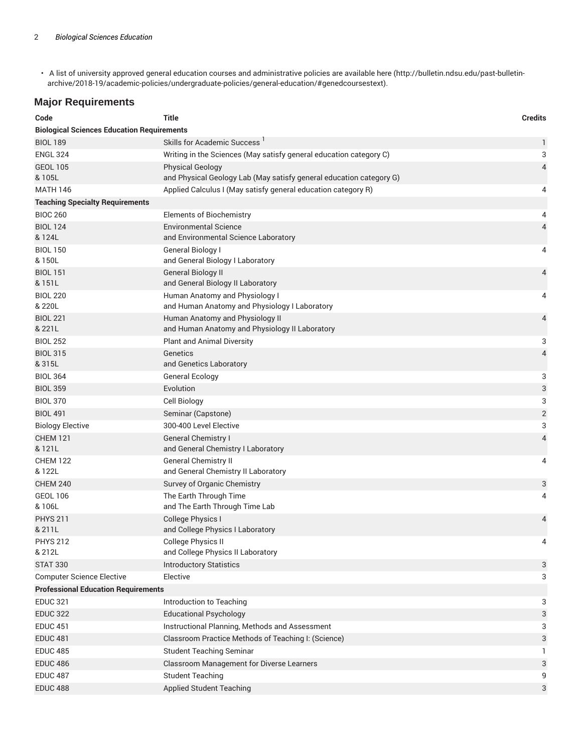- A list of university approved general education courses and administrative policies are available here (http://bulletin.ndsu.edu/past-bulletin-archive/2018-19/academic-policies/undergraduate-policies/general-education/#genedcoursestext).

## Major Requirements

| Code | Title | Credits |
|---|---|---|
| **Biological Sciences Education Requirements** | | |
| BIOL 189 | Skills for Academic Success [1] | 1 |
| ENGL 324 | Writing in the Sciences (May satisfy general education category C) | 3 |
| GEOL 105<br>& 105L | Physical Geology<br>and Physical Geology Lab (May satisfy general education category G) | 4 |
| MATH 146 | Applied Calculus I (May satisfy general education category R) | 4 |
| **Teaching Specialty Requirements** | | |
| BIOC 260 | Elements of Biochemistry | 4 |
| BIOL 124<br>& 124L | Environmental Science<br>and Environmental Science Laboratory | 4 |
| BIOL 150<br>& 150L | General Biology I<br>and General Biology I Laboratory | 4 |
| BIOL 151<br>& 151L | General Biology II<br>and General Biology II Laboratory | 4 |
| BIOL 220<br>& 220L | Human Anatomy and Physiology I<br>and Human Anatomy and Physiology I Laboratory | 4 |
| BIOL 221<br>& 221L | Human Anatomy and Physiology II<br>and Human Anatomy and Physiology II Laboratory | 4 |
| BIOL 252 | Plant and Animal Diversity | 3 |
| BIOL 315<br>& 315L | Genetics<br>and Genetics Laboratory | 4 |
| BIOL 364 | General Ecology | 3 |
| BIOL 359 | Evolution | 3 |
| BIOL 370 | Cell Biology | 3 |
| BIOL 491 | Seminar (Capstone) | 2 |
| Biology Elective | 300-400 Level Elective | 3 |
| CHEM 121<br>& 121L | General Chemistry I<br>and General Chemistry I Laboratory | 4 |
| CHEM 122<br>& 122L | General Chemistry II<br>and General Chemistry II Laboratory | 4 |
| CHEM 240 | Survey of Organic Chemistry | 3 |
| GEOL 106<br>& 106L | The Earth Through Time<br>and The Earth Through Time Lab | 4 |
| PHYS 211<br>& 211L | College Physics I<br>and College Physics I Laboratory | 4 |
| PHYS 212<br>& 212L | College Physics II<br>and College Physics II Laboratory | 4 |
| STAT 330 | Introductory Statistics | 3 |
| Computer Science Elective | Elective | 3 |
| **Professional Education Requirements** | | |
| EDUC 321 | Introduction to Teaching | 3 |
| EDUC 322 | Educational Psychology | 3 |
| EDUC 451 | Instructional Planning, Methods and Assessment | 3 |
| EDUC 481 | Classroom Practice Methods of Teaching I: (Science) | 3 |
| EDUC 485 | Student Teaching Seminar | 1 |
| EDUC 486 | Classroom Management for Diverse Learners | 3 |
| EDUC 487 | Student Teaching | 9 |
| EDUC 488 | Applied Student Teaching | 3 |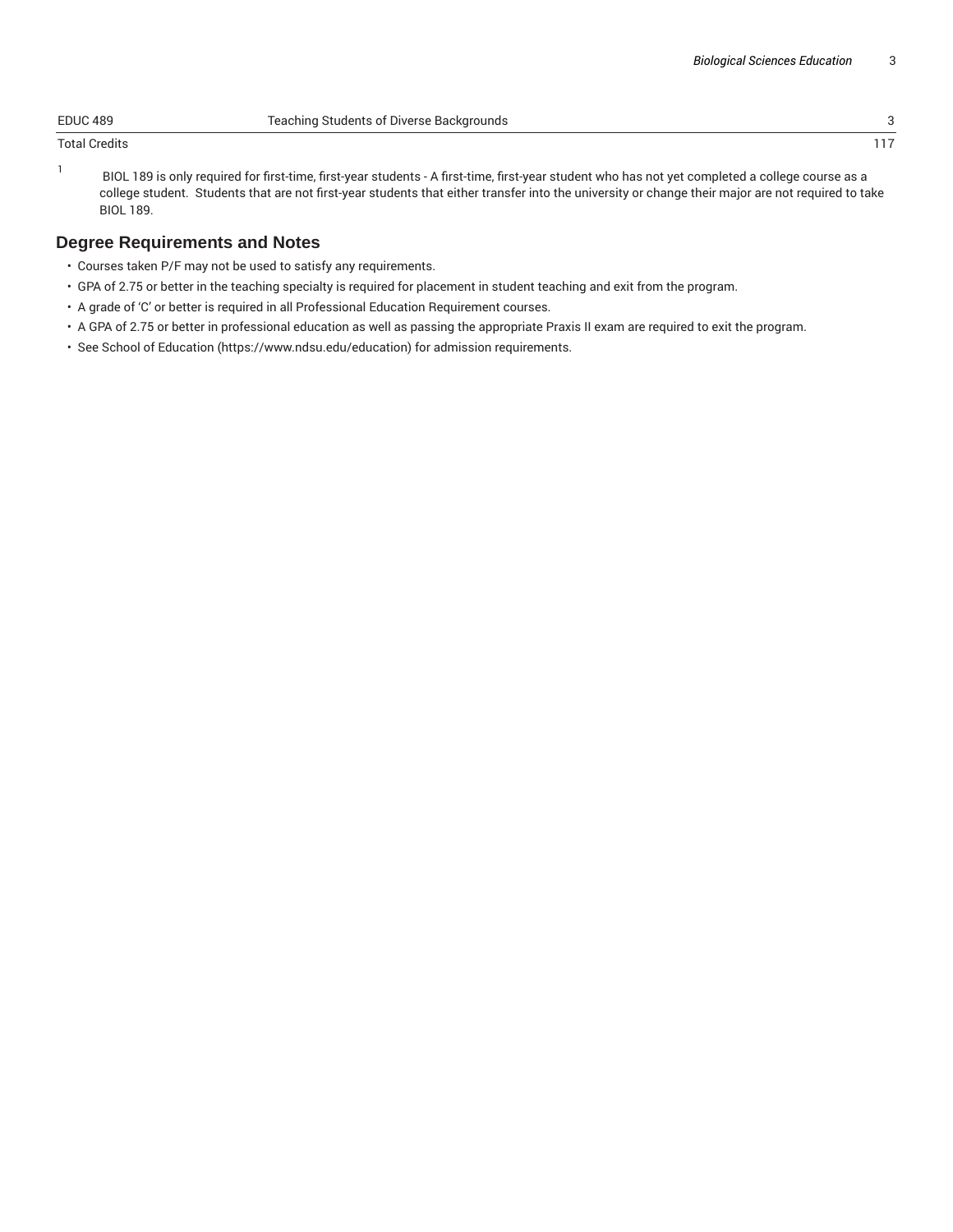| | | |
|---|---|---|
| EDUC 489 | Teaching Students of Diverse Backgrounds | 3 |
| Total Credits | | 117 |

[1] BIOL 189 is only required for first-time, first-year students - A first-time, first-year student who has not yet completed a college course as a college student. Students that are not first-year students that either transfer into the university or change their major are not required to take BIOL 189.

## Degree Requirements and Notes

- Courses taken P/F may not be used to satisfy any requirements.
- GPA of 2.75 or better in the teaching specialty is required for placement in student teaching and exit from the program.
- A grade of 'C' or better is required in all Professional Education Requirement courses.
- A GPA of 2.75 or better in professional education as well as passing the appropriate Praxis II exam are required to exit the program.
- See School of Education (https://www.ndsu.edu/education) for admission requirements.